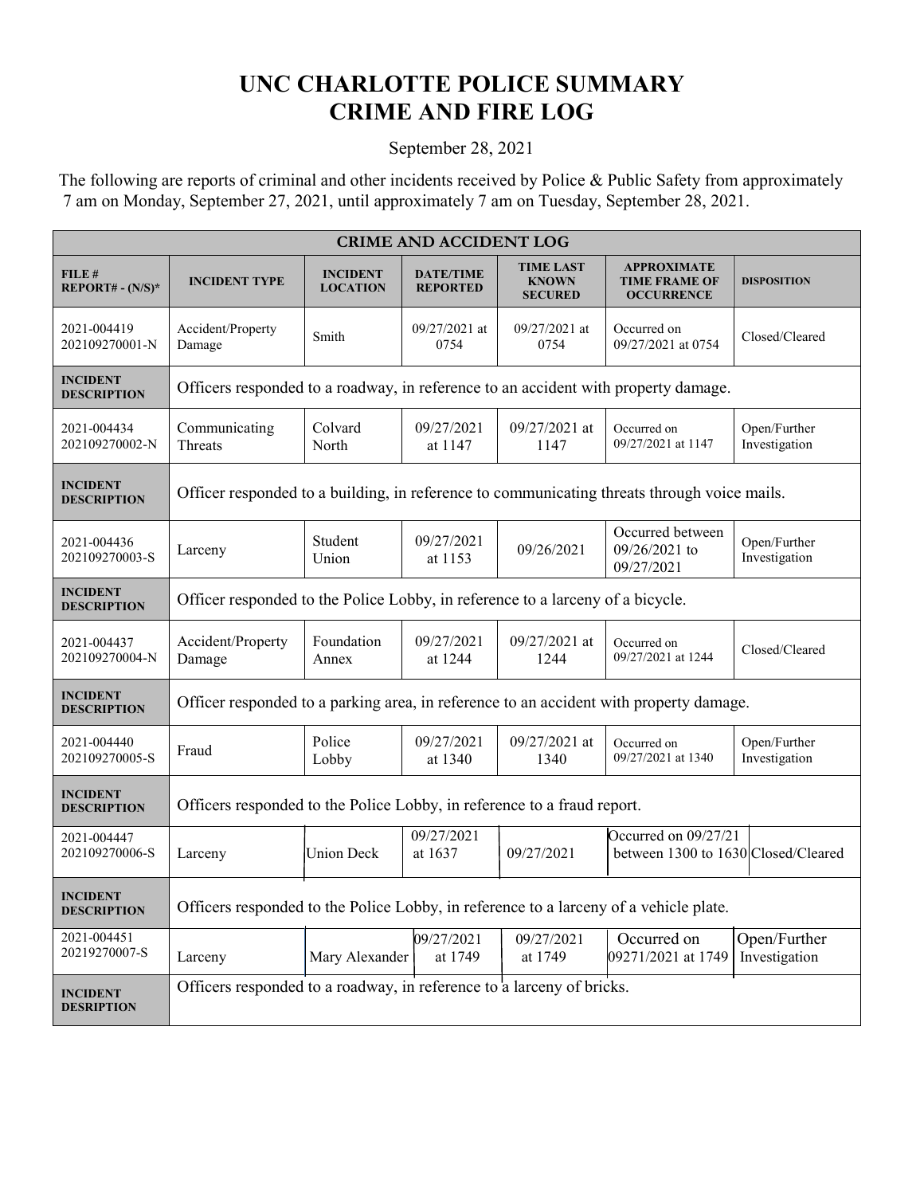# UNC CHARLOTTE POLICE SUMMARY
# CRIME AND FIRE LOG

September 28, 2021

The following are reports of criminal and other incidents received by Police & Public Safety from approximately 7 am on Monday, September 27, 2021, until approximately 7 am on Tuesday, September 28, 2021.

| CRIME AND ACCIDENT LOG | | | | | | |
|---|---|---|---|---|---|---|
| **FILE # REPORT# - (N/S)*** | **INCIDENT TYPE** | **INCIDENT LOCATION** | **DATE/TIME REPORTED** | **TIME LAST KNOWN SECURED** | **APPROXIMATE TIME FRAME OF OCCURRENCE** | **DISPOSITION** |
| 2021-004419 202109270001-N | Accident/Property Damage | Smith | 09/27/2021 at 0754 | 09/27/2021 at 0754 | Occurred on 09/27/2021 at 0754 | Closed/Cleared |
| **INCIDENT DESCRIPTION** | Officers responded to a roadway, in reference to an accident with property damage. | | | | | |
| 2021-004434 202109270002-N | Communicating Threats | Colvard North | 09/27/2021 at 1147 | 09/27/2021 at 1147 | Occurred on 09/27/2021 at 1147 | Open/Further Investigation |
| **INCIDENT DESCRIPTION** | Officer responded to a building, in reference to communicating threats through voice mails. | | | | | |
| 2021-004436 202109270003-S | Larceny | Student Union | 09/27/2021 at 1153 | 09/26/2021 | Occurred between 09/26/2021 to 09/27/2021 | Open/Further Investigation |
| **INCIDENT DESCRIPTION** | Officer responded to the Police Lobby, in reference to a larceny of a bicycle. | | | | | |
| 2021-004437 202109270004-N | Accident/Property Damage | Foundation Annex | 09/27/2021 at 1244 | 09/27/2021 at 1244 | Occurred on 09/27/2021 at 1244 | Closed/Cleared |
| **INCIDENT DESCRIPTION** | Officer responded to a parking area, in reference to an accident with property damage. | | | | | |
| 2021-004440 202109270005-S | Fraud | Police Lobby | 09/27/2021 at 1340 | 09/27/2021 at 1340 | Occurred on 09/27/2021 at 1340 | Open/Further Investigation |
| **INCIDENT DESCRIPTION** | Officers responded to the Police Lobby, in reference to a fraud report. | | | | | |
| 2021-004447 202109270006-S | Larceny | Union Deck | 09/27/2021 at 1637 | 09/27/2021 | Occurred on 09/27/21 between 1300 to 1630 | Closed/Cleared |
| **INCIDENT DESCRIPTION** | Officers responded to the Police Lobby, in reference to a larceny of a vehicle plate. | | | | | |
| 2021-004451 20219270007-S | Larceny | Mary Alexander | 09/27/2021 at 1749 | 09/27/2021 at 1749 | Occurred on 09271/2021 at 1749 | Open/Further Investigation |
| **INCIDENT DESRIPTION** | Officers responded to a roadway, in reference to a larceny of bricks. | | | | | |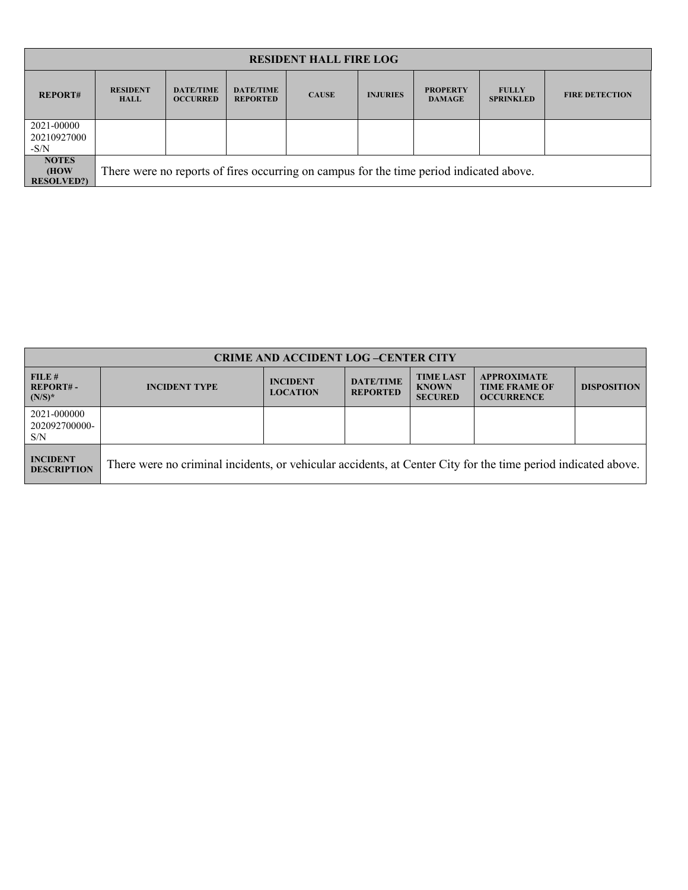| RESIDENT HALL FIRE LOG | | | | | | | | |
|---|---|---|---|---|---|---|---|---|
| **REPORT#** | **RESIDENT HALL** | **DATE/TIME OCCURRED** | **DATE/TIME REPORTED** | **CAUSE** | **INJURIES** | **PROPERTY DAMAGE** | **FULLY SPRINKLED** | **FIRE DETECTION** |
| 2021-00000 20210927000 -S/N | | | | | | | | |
| **NOTES (HOW RESOLVED?)** | There were no reports of fires occurring on campus for the time period indicated above. | | | | | | | |

| CRIME AND ACCIDENT LOG –CENTER CITY | | | | | | |
|---|---|---|---|---|---|---|
| **FILE # REPORT# - (N/S)*** | **INCIDENT TYPE** | **INCIDENT LOCATION** | **DATE/TIME REPORTED** | **TIME LAST KNOWN SECURED** | **APPROXIMATE TIME FRAME OF OCCURRENCE** | **DISPOSITION** |
| 2021-000000 202092700000-S/N | | | | | | |
| **INCIDENT DESCRIPTION** | There were no criminal incidents, or vehicular accidents, at Center City for the time period indicated above. | | | | | |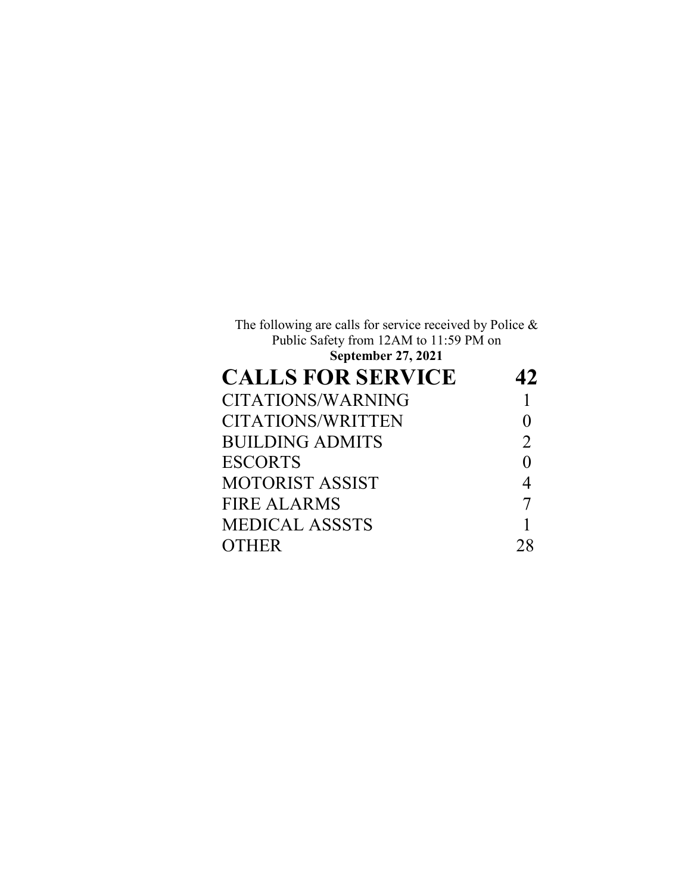The following are calls for service received by Police & Public Safety from 12AM to 11:59 PM on

**September 27, 2021**

| | |
|---|---|
| **CALLS FOR SERVICE** | **42** |
| CITATIONS/WARNING | 1 |
| CITATIONS/WRITTEN | 0 |
| BUILDING ADMITS | 2 |
| ESCORTS | 0 |
| MOTORIST ASSIST | 4 |
| FIRE ALARMS | 7 |
| MEDICAL ASSSTS | 1 |
| OTHER | 28 |